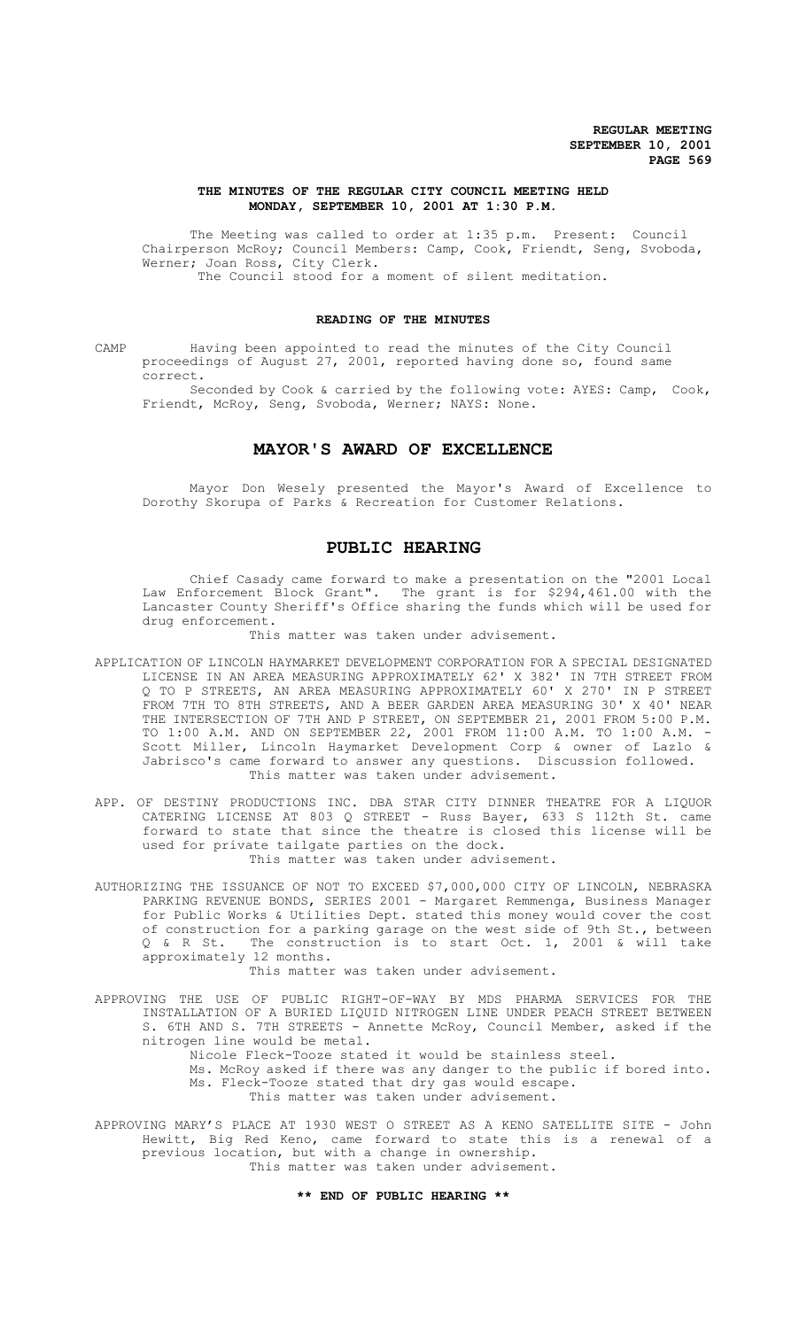# THE MINUTES OF THE REGULAR CITY COUNCIL MEETING HELD MONDAY, SEPTEMBER 10, 2001 AT 1:30 P.M.

The Meeting was called to order at 1:35 p.m. Present: Council Chairperson McRoy; Council Members: Camp, Cook, Friendt, Seng, Svoboda, Werner; Joan Ross, City Clerk.

The Council stood for a moment of silent meditation.

## READING OF THE MINUTES

CAMP Having been appointed to read the minutes of the City Council proceedings of August 27, 2001, reported having done so, found same correct.

Seconded by Cook & carried by the following vote: AYES: Camp, Cook, Friendt, McRoy, Seng, Svoboda, Werner; NAYS: None.

## MAYOR'S AWARD OF EXCELLENCE

Mayor Don Wesely presented the Mayor's Award of Excellence to Dorothy Skorupa of Parks & Recreation for Customer Relations.

## PUBLIC HEARING

Chief Casady came forward to make a presentation on the "2001 Local Law Enforcement Block Grant". The grant is for $294,461.00 with the Lancaster County Sheriff's Office sharing the funds which will be used for drug enforcement.

This matter was taken under advisement.

APPLICATION OF LINCOLN HAYMARKET DEVELOPMENT CORPORATION FOR A SPECIAL DESIGNATED LICENSE IN AN AREA MEASURING APPROXIMATELY 62' X 382' IN 7TH STREET FROM Q TO P STREETS, AN AREA MEASURING APPROXIMATELY 60' X 270' IN P STREET FROM 7TH TO 8TH STREETS, AND A BEER GARDEN AREA MEASURING 30' X 40' NEAR THE INTERSECTION OF 7TH AND P STREET, ON SEPTEMBER 21, 2001 FROM 5:00 P.M. TO 1:00 A.M. AND ON SEPTEMBER 22, 2001 FROM 11:00 A.M. TO 1:00 A.M. - Scott Miller, Lincoln Haymarket Development Corp & owner of Lazlo & Jabrisco's came forward to answer any questions. Discussion followed.

This matter was taken under advisement.

APP. OF DESTINY PRODUCTIONS INC. DBA STAR CITY DINNER THEATRE FOR A LIQUOR CATERING LICENSE AT 803 Q STREET - Russ Bayer, 633 S 112th St. came forward to state that since the theatre is closed this license will be used for private tailgate parties on the dock.

This matter was taken under advisement.

AUTHORIZING THE ISSUANCE OF NOT TO EXCEED $7,000,000 CITY OF LINCOLN, NEBRASKA PARKING REVENUE BONDS, SERIES 2001 - Margaret Remmenga, Business Manager for Public Works & Utilities Dept. stated this money would cover the cost of construction for a parking garage on the west side of 9th St., between Q & R St. The construction is to start Oct. 1, 2001 & will take approximately 12 months.

This matter was taken under advisement.

APPROVING THE USE OF PUBLIC RIGHT-OF-WAY BY MDS PHARMA SERVICES FOR THE INSTALLATION OF A BURIED LIQUID NITROGEN LINE UNDER PEACH STREET BETWEEN S. 6TH AND S. 7TH STREETS - Annette McRoy, Council Member, asked if the nitrogen line would be metal.

Nicole Fleck-Tooze stated it would be stainless steel.

Ms. McRoy asked if there was any danger to the public if bored into.

Ms. Fleck-Tooze stated that dry gas would escape.

This matter was taken under advisement.

APPROVING MARY'S PLACE AT 1930 WEST O STREET AS A KENO SATELLITE SITE - John Hewitt, Big Red Keno, came forward to state this is a renewal of a previous location, but with a change in ownership.

This matter was taken under advisement.

**\*\* END OF PUBLIC HEARING \*\***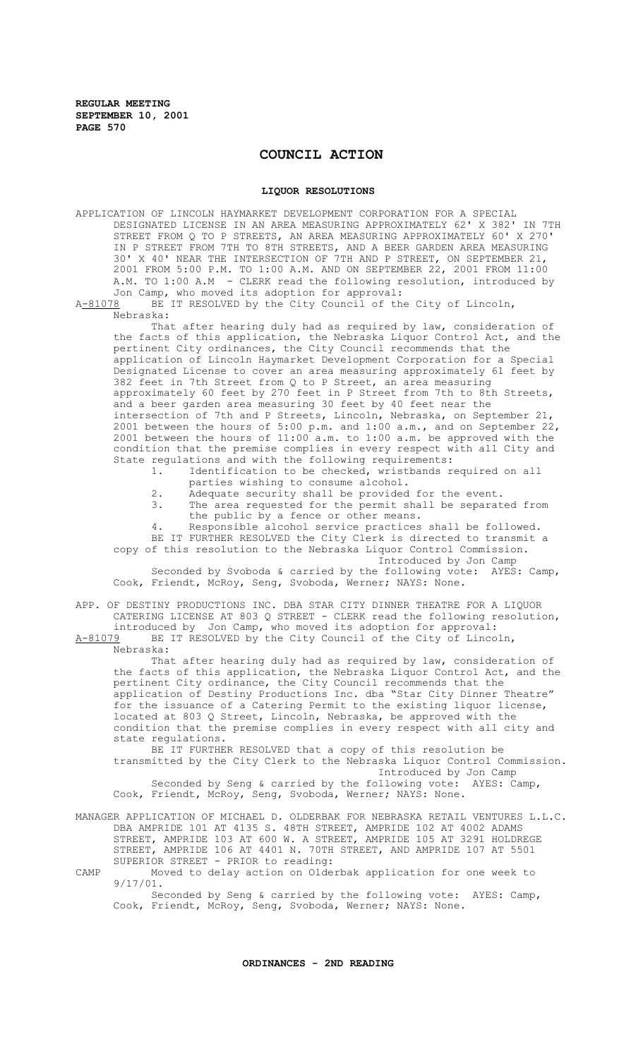# COUNCIL ACTION

## LIQUOR RESOLUTIONS

APPLICATION OF LINCOLN HAYMARKET DEVELOPMENT CORPORATION FOR A SPECIAL DESIGNATED LICENSE IN AN AREA MEASURING APPROXIMATELY 62' X 382' IN 7TH STREET FROM Q TO P STREETS, AN AREA MEASURING APPROXIMATELY 60' X 270' IN P STREET FROM 7TH TO 8TH STREETS, AND A BEER GARDEN AREA MEASURING 30' X 40' NEAR THE INTERSECTION OF 7TH AND P STREET, ON SEPTEMBER 21, 2001 FROM 5:00 P.M. TO 1:00 A.M. AND ON SEPTEMBER 22, 2001 FROM 11:00 A.M. TO 1:00 A.M - CLERK read the following resolution, introduced by Jon Camp, who moved its adoption for approval:

A-81078 BE IT RESOLVED by the City Council of the City of Lincoln, Nebraska:

That after hearing duly had as required by law, consideration of the facts of this application, the Nebraska Liquor Control Act, and the pertinent City ordinances, the City Council recommends that the application of Lincoln Haymarket Development Corporation for a Special Designated License to cover an area measuring approximately 61 feet by 382 feet in 7th Street from Q to P Street, an area measuring approximately 60 feet by 270 feet in P Street from 7th to 8th Streets, and a beer garden area measuring 30 feet by 40 feet near the intersection of 7th and P Streets, Lincoln, Nebraska, on September 21, 2001 between the hours of 5:00 p.m. and 1:00 a.m., and on September 22, 2001 between the hours of 11:00 a.m. to 1:00 a.m. be approved with the condition that the premise complies in every respect with all City and State regulations and with the following requirements:

1. Identification to be checked, wristbands required on all parties wishing to consume alcohol.
2. Adequate security shall be provided for the event.
3. The area requested for the permit shall be separated from the public by a fence or other means.
4. Responsible alcohol service practices shall be followed.

BE IT FURTHER RESOLVED the City Clerk is directed to transmit a copy of this resolution to the Nebraska Liquor Control Commission.

Introduced by Jon Camp

Seconded by Svoboda & carried by the following vote: AYES: Camp, Cook, Friendt, McRoy, Seng, Svoboda, Werner; NAYS: None.

APP. OF DESTINY PRODUCTIONS INC. DBA STAR CITY DINNER THEATRE FOR A LIQUOR CATERING LICENSE AT 803 Q STREET - CLERK read the following resolution, introduced by Jon Camp, who moved its adoption for approval:

A-81079 BE IT RESOLVED by the City Council of the City of Lincoln, Nebraska:

That after hearing duly had as required by law, consideration of the facts of this application, the Nebraska Liquor Control Act, and the pertinent City ordinance, the City Council recommends that the application of Destiny Productions Inc. dba "Star City Dinner Theatre" for the issuance of a Catering Permit to the existing liquor license, located at 803 Q Street, Lincoln, Nebraska, be approved with the condition that the premise complies in every respect with all city and state regulations.

BE IT FURTHER RESOLVED that a copy of this resolution be transmitted by the City Clerk to the Nebraska Liquor Control Commission.

Introduced by Jon Camp

Seconded by Seng & carried by the following vote: AYES: Camp, Cook, Friendt, McRoy, Seng, Svoboda, Werner; NAYS: None.

MANAGER APPLICATION OF MICHAEL D. OLDERBAK FOR NEBRASKA RETAIL VENTURES L.L.C. DBA AMPRIDE 101 AT 4135 S. 48TH STREET, AMPRIDE 102 AT 4002 ADAMS STREET, AMPRIDE 103 AT 600 W. A STREET, AMPRIDE 105 AT 3291 HOLDREGE STREET, AMPRIDE 106 AT 4401 N. 70TH STREET, AND AMPRIDE 107 AT 5501 SUPERIOR STREET - PRIOR to reading:

CAMP Moved to delay action on Olderbak application for one week to 9/17/01.

Seconded by Seng & carried by the following vote: AYES: Camp, Cook, Friendt, McRoy, Seng, Svoboda, Werner; NAYS: None.

## ORDINANCES - 2ND READING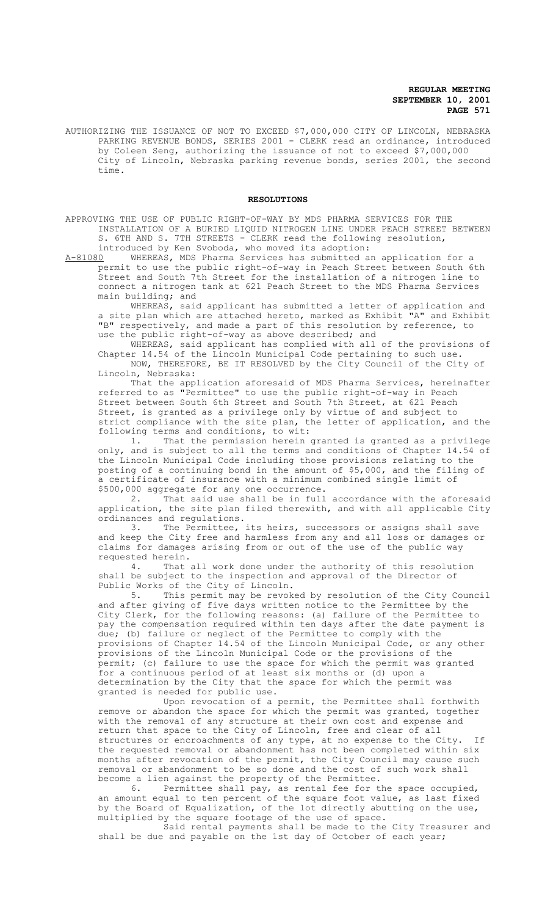AUTHORIZING THE ISSUANCE OF NOT TO EXCEED $7,000,000 CITY OF LINCOLN, NEBRASKA PARKING REVENUE BONDS, SERIES 2001 - CLERK read an ordinance, introduced by Coleen Seng, authorizing the issuance of not to exceed $7,000,000 City of Lincoln, Nebraska parking revenue bonds, series 2001, the second time.

## RESOLUTIONS

APPROVING THE USE OF PUBLIC RIGHT-OF-WAY BY MDS PHARMA SERVICES FOR THE INSTALLATION OF A BURIED LIQUID NITROGEN LINE UNDER PEACH STREET BETWEEN S. 6TH AND S. 7TH STREETS - CLERK read the following resolution, introduced by Ken Svoboda, who moved its adoption:

A-81080 WHEREAS, MDS Pharma Services has submitted an application for a permit to use the public right-of-way in Peach Street between South 6th Street and South 7th Street for the installation of a nitrogen line to connect a nitrogen tank at 621 Peach Street to the MDS Pharma Services main building; and

WHEREAS, said applicant has submitted a letter of application and a site plan which are attached hereto, marked as Exhibit "A" and Exhibit "B" respectively, and made a part of this resolution by reference, to use the public right-of-way as above described; and

WHEREAS, said applicant has complied with all of the provisions of Chapter 14.54 of the Lincoln Municipal Code pertaining to such use.

NOW, THEREFORE, BE IT RESOLVED by the City Council of the City of Lincoln, Nebraska:

That the application aforesaid of MDS Pharma Services, hereinafter referred to as "Permittee" to use the public right-of-way in Peach Street between South 6th Street and South 7th Street, at 621 Peach Street, is granted as a privilege only by virtue of and subject to strict compliance with the site plan, the letter of application, and the following terms and conditions, to wit:

1. That the permission herein granted is granted as a privilege only, and is subject to all the terms and conditions of Chapter 14.54 of the Lincoln Municipal Code including those provisions relating to the posting of a continuing bond in the amount of $5,000, and the filing of a certificate of insurance with a minimum combined single limit of $500,000 aggregate for any one occurrence.

2. That said use shall be in full accordance with the aforesaid application, the site plan filed therewith, and with all applicable City ordinances and regulations.

3. The Permittee, its heirs, successors or assigns shall save and keep the City free and harmless from any and all loss or damages or claims for damages arising from or out of the use of the public way requested herein.

4. That all work done under the authority of this resolution shall be subject to the inspection and approval of the Director of Public Works of the City of Lincoln.

5. This permit may be revoked by resolution of the City Council and after giving of five days written notice to the Permittee by the City Clerk, for the following reasons: (a) failure of the Permittee to pay the compensation required within ten days after the date payment is due; (b) failure or neglect of the Permittee to comply with the provisions of Chapter 14.54 of the Lincoln Municipal Code, or any other provisions of the Lincoln Municipal Code or the provisions of the permit; (c) failure to use the space for which the permit was granted for a continuous period of at least six months or (d) upon a determination by the City that the space for which the permit was granted is needed for public use.

Upon revocation of a permit, the Permittee shall forthwith remove or abandon the space for which the permit was granted, together with the removal of any structure at their own cost and expense and return that space to the City of Lincoln, free and clear of all structures or encroachments of any type, at no expense to the City. If the requested removal or abandonment has not been completed within six months after revocation of the permit, the City Council may cause such removal or abandonment to be so done and the cost of such work shall become a lien against the property of the Permittee.

6. Permittee shall pay, as rental fee for the space occupied, an amount equal to ten percent of the square foot value, as last fixed by the Board of Equalization, of the lot directly abutting on the use, multiplied by the square footage of the use of space.

Said rental payments shall be made to the City Treasurer and shall be due and payable on the 1st day of October of each year;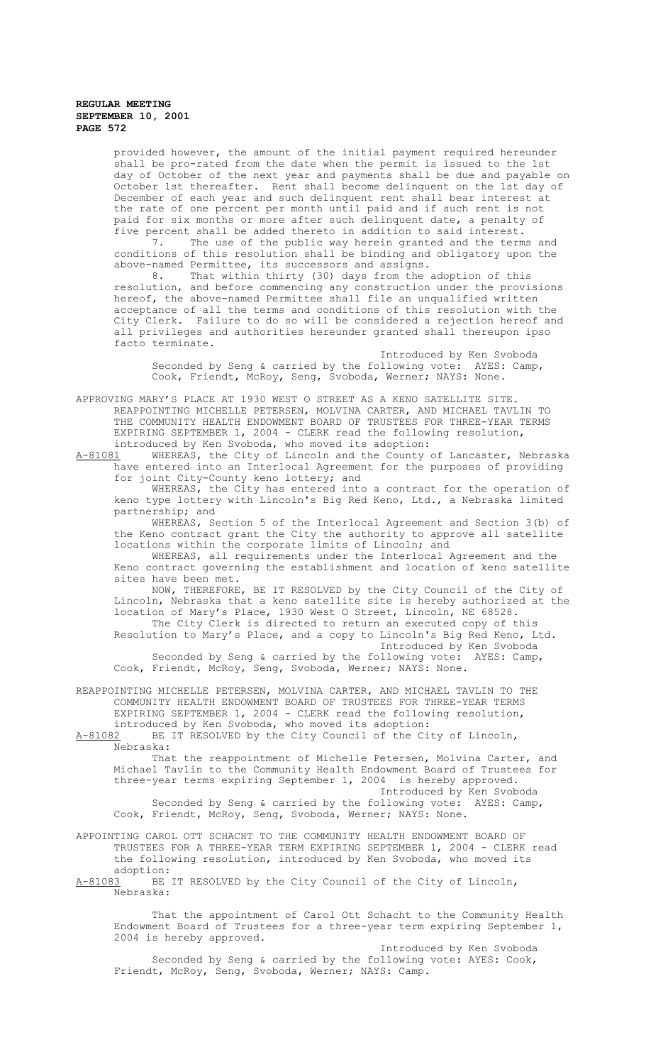provided however, the amount of the initial payment required hereunder shall be pro-rated from the date when the permit is issued to the 1st day of October of the next year and payments shall be due and payable on October 1st thereafter. Rent shall become delinquent on the 1st day of December of each year and such delinquent rent shall bear interest at the rate of one percent per month until paid and if such rent is not paid for six months or more after such delinquent date, a penalty of five percent shall be added thereto in addition to said interest.

7. The use of the public way herein granted and the terms and conditions of this resolution shall be binding and obligatory upon the above-named Permittee, its successors and assigns.

8. That within thirty (30) days from the adoption of this resolution, and before commencing any construction under the provisions hereof, the above-named Permittee shall file an unqualified written acceptance of all the terms and conditions of this resolution with the City Clerk. Failure to do so will be considered a rejection hereof and all privileges and authorities hereunder granted shall thereupon ipso facto terminate.

Introduced by Ken Svoboda

Seconded by Seng & carried by the following vote: AYES: Camp, Cook, Friendt, McRoy, Seng, Svoboda, Werner; NAYS: None.

APPROVING MARY'S PLACE AT 1930 WEST O STREET AS A KENO SATELLITE SITE. REAPPOINTING MICHELLE PETERSEN, MOLVINA CARTER, AND MICHAEL TAVLIN TO THE COMMUNITY HEALTH ENDOWMENT BOARD OF TRUSTEES FOR THREE-YEAR TERMS EXPIRING SEPTEMBER 1, 2004 - CLERK read the following resolution, introduced by Ken Svoboda, who moved its adoption:

A-81081 WHEREAS, the City of Lincoln and the County of Lancaster, Nebraska have entered into an Interlocal Agreement for the purposes of providing for joint City-County keno lottery; and

WHEREAS, the City has entered into a contract for the operation of keno type lottery with Lincoln's Big Red Keno, Ltd., a Nebraska limited partnership; and

WHEREAS, Section 5 of the Interlocal Agreement and Section 3(b) of the Keno contract grant the City the authority to approve all satellite locations within the corporate limits of Lincoln; and

WHEREAS, all requirements under the Interlocal Agreement and the Keno contract governing the establishment and location of keno satellite sites have been met.

NOW, THEREFORE, BE IT RESOLVED by the City Council of the City of Lincoln, Nebraska that a keno satellite site is hereby authorized at the location of Mary's Place, 1930 West O Street, Lincoln, NE 68528.

The City Clerk is directed to return an executed copy of this Resolution to Mary's Place, and a copy to Lincoln's Big Red Keno, Ltd.

Introduced by Ken Svoboda

Seconded by Seng & carried by the following vote: AYES: Camp, Cook, Friendt, McRoy, Seng, Svoboda, Werner; NAYS: None.

REAPPOINTING MICHELLE PETERSEN, MOLVINA CARTER, AND MICHAEL TAVLIN TO THE COMMUNITY HEALTH ENDOWMENT BOARD OF TRUSTEES FOR THREE-YEAR TERMS EXPIRING SEPTEMBER 1, 2004 - CLERK read the following resolution, introduced by Ken Svoboda, who moved its adoption:

A-81082 BE IT RESOLVED by the City Council of the City of Lincoln, Nebraska:

That the reappointment of Michelle Petersen, Molvina Carter, and Michael Tavlin to the Community Health Endowment Board of Trustees for three-year terms expiring September 1, 2004 is hereby approved.

Introduced by Ken Svoboda

Seconded by Seng & carried by the following vote: AYES: Camp, Cook, Friendt, McRoy, Seng, Svoboda, Werner; NAYS: None.

APPOINTING CAROL OTT SCHACHT TO THE COMMUNITY HEALTH ENDOWMENT BOARD OF TRUSTEES FOR A THREE-YEAR TERM EXPIRING SEPTEMBER 1, 2004 - CLERK read the following resolution, introduced by Ken Svoboda, who moved its adoption:

A-81083 BE IT RESOLVED by the City Council of the City of Lincoln, Nebraska:

That the appointment of Carol Ott Schacht to the Community Health Endowment Board of Trustees for a three-year term expiring September 1, 2004 is hereby approved.

Introduced by Ken Svoboda

Seconded by Seng & carried by the following vote: AYES: Cook, Friendt, McRoy, Seng, Svoboda, Werner; NAYS: Camp.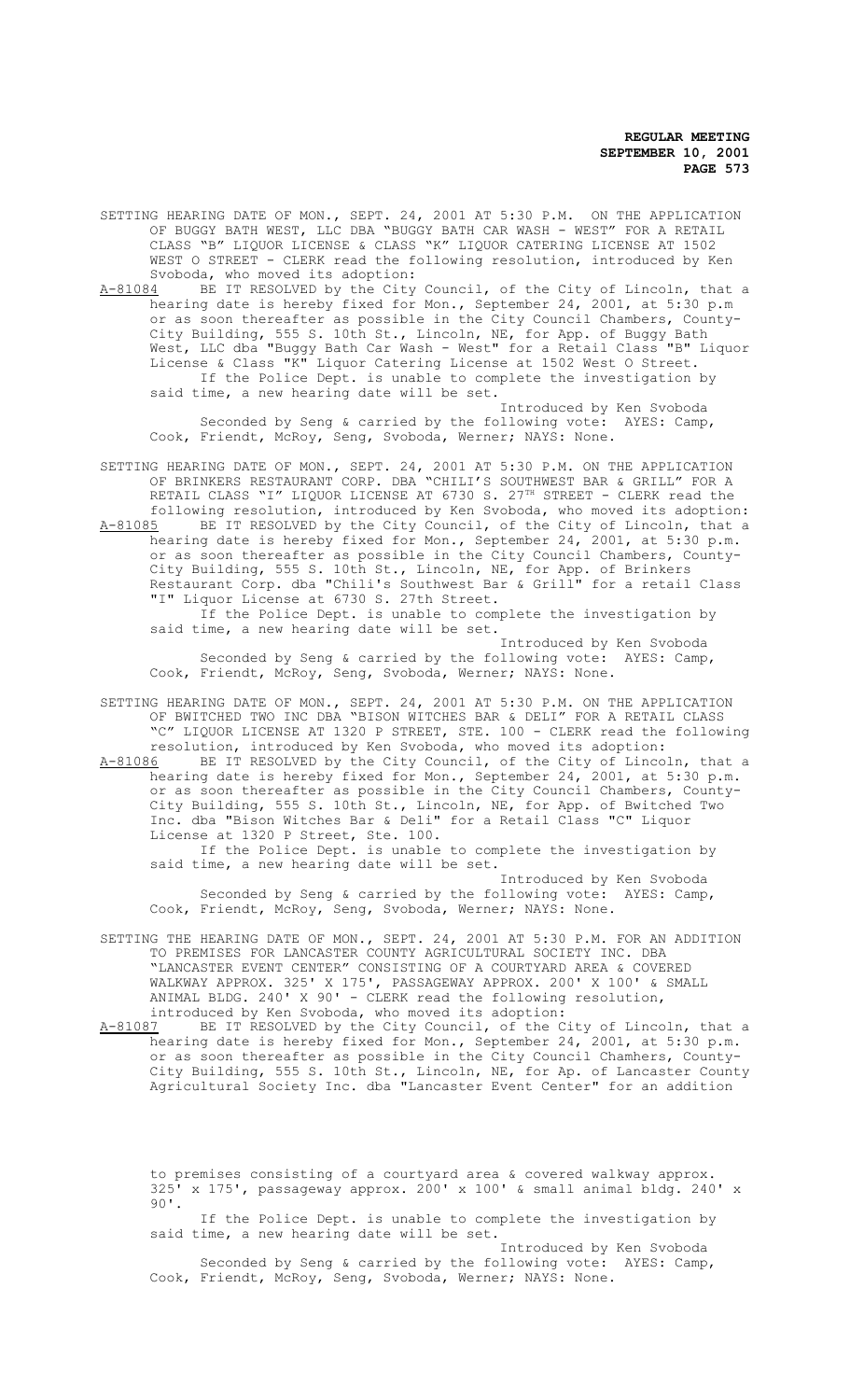SETTING HEARING DATE OF MON., SEPT. 24, 2001 AT 5:30 P.M. ON THE APPLICATION OF BUGGY BATH WEST, LLC DBA "BUGGY BATH CAR WASH - WEST" FOR A RETAIL CLASS "B" LIQUOR LICENSE & CLASS "K" LIQUOR CATERING LICENSE AT 1502 WEST O STREET - CLERK read the following resolution, introduced by Ken Svoboda, who moved its adoption:

A-81084 BE IT RESOLVED by the City Council, of the City of Lincoln, that a hearing date is hereby fixed for Mon., September 24, 2001, at 5:30 p.m or as soon thereafter as possible in the City Council Chambers, County-City Building, 555 S. 10th St., Lincoln, NE, for App. of Buggy Bath West, LLC dba "Buggy Bath Car Wash - West" for a Retail Class "B" Liquor License & Class "K" Liquor Catering License at 1502 West O Street.

If the Police Dept. is unable to complete the investigation by said time, a new hearing date will be set.

Introduced by Ken Svoboda

Seconded by Seng & carried by the following vote: AYES: Camp, Cook, Friendt, McRoy, Seng, Svoboda, Werner; NAYS: None.

SETTING HEARING DATE OF MON., SEPT. 24, 2001 AT 5:30 P.M. ON THE APPLICATION OF BRINKERS RESTAURANT CORP. DBA "CHILI'S SOUTHWEST BAR & GRILL" FOR A RETAIL CLASS "I" LIQUOR LICENSE AT 6730 S. 27TH STREET - CLERK read the following resolution, introduced by Ken Svoboda, who moved its adoption:

A-81085 BE IT RESOLVED by the City Council, of the City of Lincoln, that a hearing date is hereby fixed for Mon., September 24, 2001, at 5:30 p.m. or as soon thereafter as possible in the City Council Chambers, County-City Building, 555 S. 10th St., Lincoln, NE, for App. of Brinkers Restaurant Corp. dba "Chili's Southwest Bar & Grill" for a retail Class "I" Liquor License at 6730 S. 27th Street.

If the Police Dept. is unable to complete the investigation by said time, a new hearing date will be set.

Introduced by Ken Svoboda

Seconded by Seng & carried by the following vote: AYES: Camp, Cook, Friendt, McRoy, Seng, Svoboda, Werner; NAYS: None.

SETTING HEARING DATE OF MON., SEPT. 24, 2001 AT 5:30 P.M. ON THE APPLICATION OF BWITCHED TWO INC DBA "BISON WITCHES BAR & DELI" FOR A RETAIL CLASS "C" LIQUOR LICENSE AT 1320 P STREET, STE. 100 - CLERK read the following resolution, introduced by Ken Svoboda, who moved its adoption:

A-81086 BE IT RESOLVED by the City Council, of the City of Lincoln, that a hearing date is hereby fixed for Mon., September 24, 2001, at 5:30 p.m. or as soon thereafter as possible in the City Council Chambers, County-City Building, 555 S. 10th St., Lincoln, NE, for App. of Bwitched Two Inc. dba "Bison Witches Bar & Deli" for a Retail Class "C" Liquor License at 1320 P Street, Ste. 100.

If the Police Dept. is unable to complete the investigation by said time, a new hearing date will be set.

Introduced by Ken Svoboda

Seconded by Seng & carried by the following vote: AYES: Camp, Cook, Friendt, McRoy, Seng, Svoboda, Werner; NAYS: None.

SETTING THE HEARING DATE OF MON., SEPT. 24, 2001 AT 5:30 P.M. FOR AN ADDITION TO PREMISES FOR LANCASTER COUNTY AGRICULTURAL SOCIETY INC. DBA "LANCASTER EVENT CENTER" CONSISTING OF A COURTYARD AREA & COVERED WALKWAY APPROX. 325' X 175', PASSAGEWAY APPROX. 200' X 100' & SMALL ANIMAL BLDG. 240' X 90' - CLERK read the following resolution, introduced by Ken Svoboda, who moved its adoption:

A-81087 BE IT RESOLVED by the City Council, of the City of Lincoln, that a hearing date is hereby fixed for Mon., September 24, 2001, at 5:30 p.m. or as soon thereafter as possible in the City Council Chamhers, County-City Building, 555 S. 10th St., Lincoln, NE, for Ap. of Lancaster County Agricultural Society Inc. dba "Lancaster Event Center" for an addition to premises consisting of a courtyard area & covered walkway approx. 325' x 175', passageway approx. 200' x 100' & small animal bldg. 240' x 90'.

If the Police Dept. is unable to complete the investigation by said time, a new hearing date will be set.

Introduced by Ken Svoboda

Seconded by Seng & carried by the following vote: AYES: Camp, Cook, Friendt, McRoy, Seng, Svoboda, Werner; NAYS: None.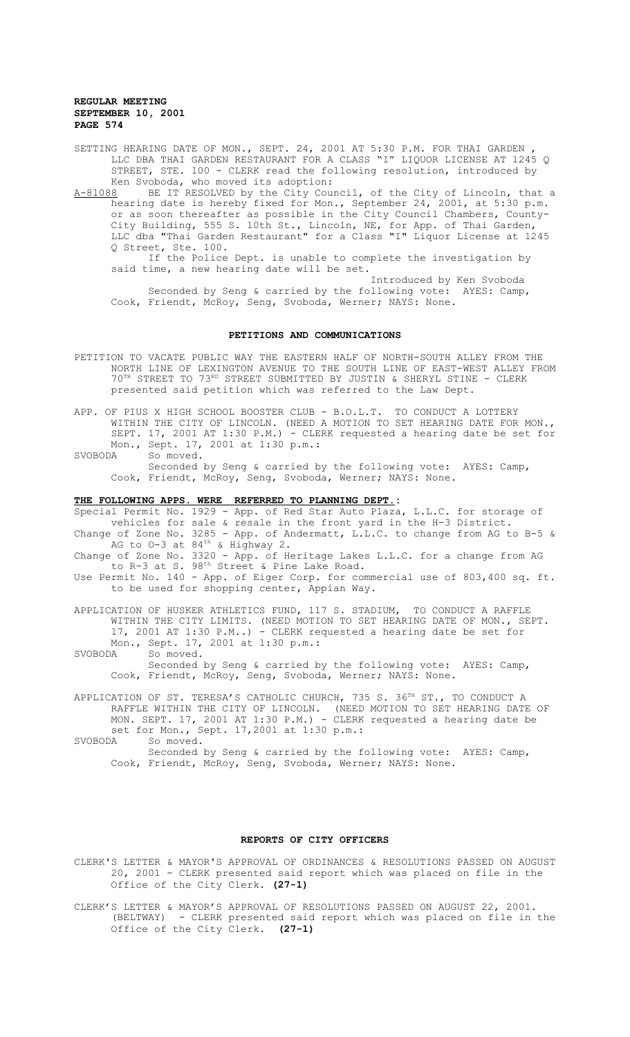SETTING HEARING DATE OF MON., SEPT. 24, 2001 AT 5:30 P.M. FOR THAI GARDEN , LLC DBA THAI GARDEN RESTAURANT FOR A CLASS "I" LIQUOR LICENSE AT 1245 Q STREET, STE. 100 - CLERK read the following resolution, introduced by Ken Svoboda, who moved its adoption:

A-81088 BE IT RESOLVED by the City Council, of the City of Lincoln, that a hearing date is hereby fixed for Mon., September 24, 2001, at 5:30 p.m. or as soon thereafter as possible in the City Council Chambers, County-City Building, 555 S. 10th St., Lincoln, NE, for App. of Thai Garden, LLC dba "Thai Garden Restaurant" for a Class "I" Liquor License at 1245 Q Street, Ste. 100.

If the Police Dept. is unable to complete the investigation by said time, a new hearing date will be set.

Introduced by Ken Svoboda

Seconded by Seng & carried by the following vote: AYES: Camp, Cook, Friendt, McRoy, Seng, Svoboda, Werner; NAYS: None.

## PETITIONS AND COMMUNICATIONS

PETITION TO VACATE PUBLIC WAY THE EASTERN HALF OF NORTH-SOUTH ALLEY FROM THE NORTH LINE OF LEXINGTON AVENUE TO THE SOUTH LINE OF EAST-WEST ALLEY FROM 70TH STREET TO 73RD STREET SUBMITTED BY JUSTIN & SHERYL STINE - CLERK presented said petition which was referred to the Law Dept.

APP. OF PIUS X HIGH SCHOOL BOOSTER CLUB - B.O.L.T. TO CONDUCT A LOTTERY WITHIN THE CITY OF LINCOLN. (NEED A MOTION TO SET HEARING DATE FOR MON., SEPT. 17, 2001 AT 1:30 P.M.) - CLERK requested a hearing date be set for Mon., Sept. 17, 2001 at 1:30 p.m.:

SVOBODA So moved.

Seconded by Seng & carried by the following vote: AYES: Camp, Cook, Friendt, McRoy, Seng, Svoboda, Werner; NAYS: None.

**THE FOLLOWING APPS. WERE REFERRED TO PLANNING DEPT.:**

Special Permit No. 1929 - App. of Red Star Auto Plaza, L.L.C. for storage of vehicles for sale & resale in the front yard in the H-3 District.

Change of Zone No. 3285 - App. of Andermatt, L.L.C. to change from AG to B-5 & AG to O-3 at 84th & Highway 2.

Change of Zone No. 3320 - App. of Heritage Lakes L.L.C. for a change from AG to R-3 at S. 98th Street & Pine Lake Road.

Use Permit No. 140 - App. of Eiger Corp. for commercial use of 803,400 sq. ft. to be used for shopping center, Appian Way.

APPLICATION OF HUSKER ATHLETICS FUND, 117 S. STADIUM, TO CONDUCT A RAFFLE WITHIN THE CITY LIMITS. (NEED MOTION TO SET HEARING DATE OF MON., SEPT. 17, 2001 AT 1:30 P.M..) - CLERK requested a hearing date be set for Mon., Sept. 17, 2001 at 1:30 p.m.:

SVOBODA So moved.

Seconded by Seng & carried by the following vote: AYES: Camp, Cook, Friendt, McRoy, Seng, Svoboda, Werner; NAYS: None.

APPLICATION OF ST. TERESA'S CATHOLIC CHURCH, 735 S. 36TH ST., TO CONDUCT A RAFFLE WITHIN THE CITY OF LINCOLN. (NEED MOTION TO SET HEARING DATE OF MON. SEPT. 17, 2001 AT 1:30 P.M.) - CLERK requested a hearing date be set for Mon., Sept. 17,2001 at 1:30 p.m.:

SVOBODA So moved.

Seconded by Seng & carried by the following vote: AYES: Camp, Cook, Friendt, McRoy, Seng, Svoboda, Werner; NAYS: None.

## REPORTS OF CITY OFFICERS

CLERK'S LETTER & MAYOR'S APPROVAL OF ORDINANCES & RESOLUTIONS PASSED ON AUGUST 20, 2001 - CLERK presented said report which was placed on file in the Office of the City Clerk. **(27-1)**

CLERK'S LETTER & MAYOR'S APPROVAL OF RESOLUTIONS PASSED ON AUGUST 22, 2001. (BELTWAY) - CLERK presented said report which was placed on file in the Office of the City Clerk. **(27-1)**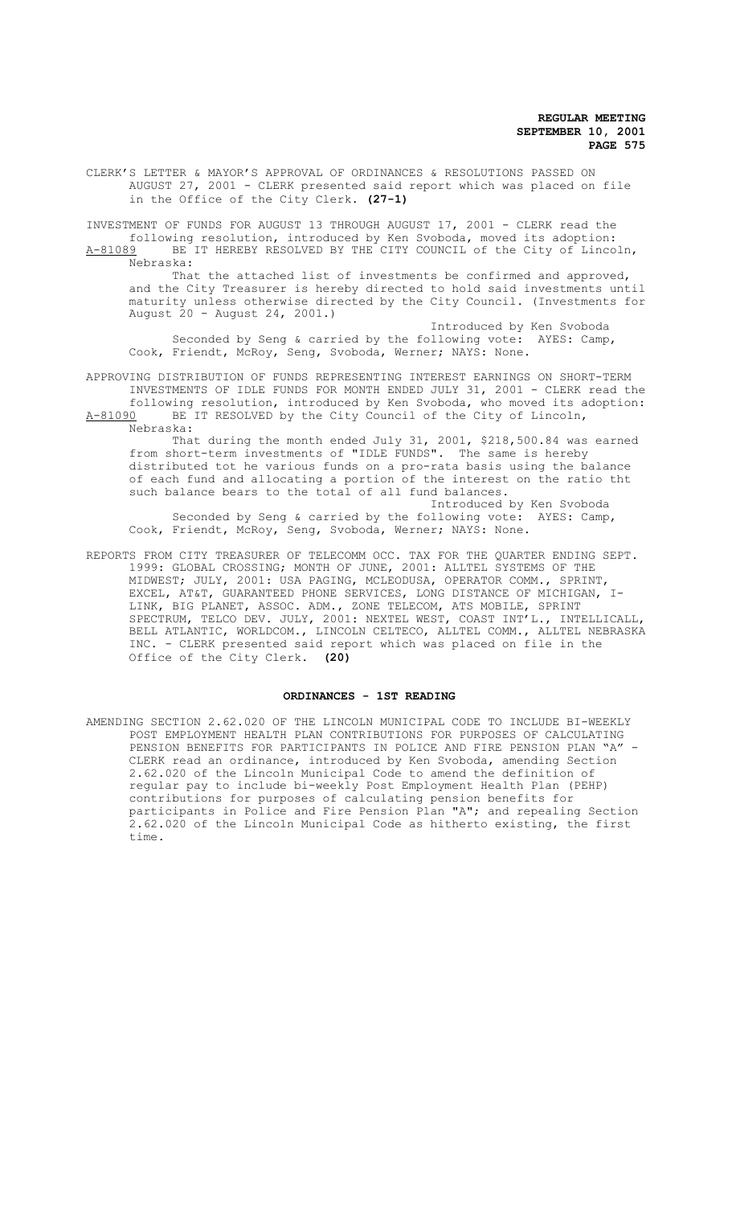CLERK'S LETTER & MAYOR'S APPROVAL OF ORDINANCES & RESOLUTIONS PASSED ON AUGUST 27, 2001 - CLERK presented said report which was placed on file in the Office of the City Clerk. **(27-1)**

INVESTMENT OF FUNDS FOR AUGUST 13 THROUGH AUGUST 17, 2001 - CLERK read the following resolution, introduced by Ken Svoboda, moved its adoption:

A-81089 BE IT HEREBY RESOLVED BY THE CITY COUNCIL of the City of Lincoln, Nebraska:

That the attached list of investments be confirmed and approved, and the City Treasurer is hereby directed to hold said investments until maturity unless otherwise directed by the City Council. (Investments for August 20 - August 24, 2001.)

Introduced by Ken Svoboda

Seconded by Seng & carried by the following vote: AYES: Camp, Cook, Friendt, McRoy, Seng, Svoboda, Werner; NAYS: None.

APPROVING DISTRIBUTION OF FUNDS REPRESENTING INTEREST EARNINGS ON SHORT-TERM INVESTMENTS OF IDLE FUNDS FOR MONTH ENDED JULY 31, 2001 - CLERK read the following resolution, introduced by Ken Svoboda, who moved its adoption:

A-81090 BE IT RESOLVED by the City Council of the City of Lincoln, Nebraska:

That during the month ended July 31, 2001, $218,500.84 was earned from short-term investments of "IDLE FUNDS". The same is hereby distributed tot he various funds on a pro-rata basis using the balance of each fund and allocating a portion of the interest on the ratio tht such balance bears to the total of all fund balances.

Introduced by Ken Svoboda

Seconded by Seng & carried by the following vote: AYES: Camp, Cook, Friendt, McRoy, Seng, Svoboda, Werner; NAYS: None.

REPORTS FROM CITY TREASURER OF TELECOMM OCC. TAX FOR THE QUARTER ENDING SEPT. 1999: GLOBAL CROSSING; MONTH OF JUNE, 2001: ALLTEL SYSTEMS OF THE MIDWEST; JULY, 2001: USA PAGING, MCLEODUSA, OPERATOR COMM., SPRINT, EXCEL, AT&T, GUARANTEED PHONE SERVICES, LONG DISTANCE OF MICHIGAN, I-LINK, BIG PLANET, ASSOC. ADM., ZONE TELECOM, ATS MOBILE, SPRINT SPECTRUM, TELCO DEV. JULY, 2001: NEXTEL WEST, COAST INT'L., INTELLICALL, BELL ATLANTIC, WORLDCOM., LINCOLN CELTECO, ALLTEL COMM., ALLTEL NEBRASKA INC. - CLERK presented said report which was placed on file in the Office of the City Clerk. **(20)**

## ORDINANCES - 1ST READING

AMENDING SECTION 2.62.020 OF THE LINCOLN MUNICIPAL CODE TO INCLUDE BI-WEEKLY POST EMPLOYMENT HEALTH PLAN CONTRIBUTIONS FOR PURPOSES OF CALCULATING PENSION BENEFITS FOR PARTICIPANTS IN POLICE AND FIRE PENSION PLAN "A" - CLERK read an ordinance, introduced by Ken Svoboda, amending Section 2.62.020 of the Lincoln Municipal Code to amend the definition of regular pay to include bi-weekly Post Employment Health Plan (PEHP) contributions for purposes of calculating pension benefits for participants in Police and Fire Pension Plan "A"; and repealing Section 2.62.020 of the Lincoln Municipal Code as hitherto existing, the first time.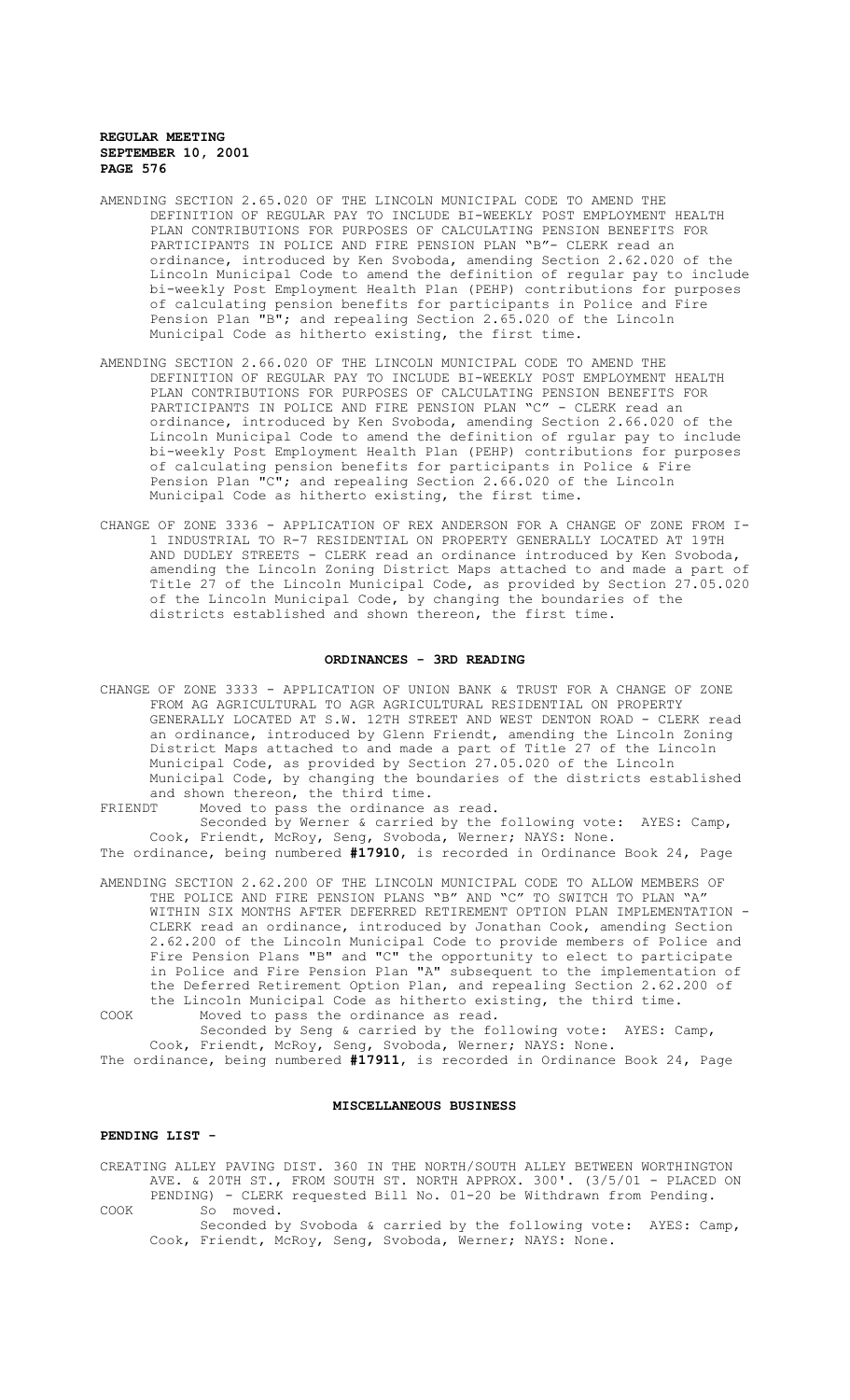AMENDING SECTION 2.65.020 OF THE LINCOLN MUNICIPAL CODE TO AMEND THE DEFINITION OF REGULAR PAY TO INCLUDE BI-WEEKLY POST EMPLOYMENT HEALTH PLAN CONTRIBUTIONS FOR PURPOSES OF CALCULATING PENSION BENEFITS FOR PARTICIPANTS IN POLICE AND FIRE PENSION PLAN "B"- CLERK read an ordinance, introduced by Ken Svoboda, amending Section 2.62.020 of the Lincoln Municipal Code to amend the definition of regular pay to include bi-weekly Post Employment Health Plan (PEHP) contributions for purposes of calculating pension benefits for participants in Police and Fire Pension Plan "B"; and repealing Section 2.65.020 of the Lincoln Municipal Code as hitherto existing, the first time.

AMENDING SECTION 2.66.020 OF THE LINCOLN MUNICIPAL CODE TO AMEND THE DEFINITION OF REGULAR PAY TO INCLUDE BI-WEEKLY POST EMPLOYMENT HEALTH PLAN CONTRIBUTIONS FOR PURPOSES OF CALCULATING PENSION BENEFITS FOR PARTICIPANTS IN POLICE AND FIRE PENSION PLAN "C" - CLERK read an ordinance, introduced by Ken Svoboda, amending Section 2.66.020 of the Lincoln Municipal Code to amend the definition of rgular pay to include bi-weekly Post Employment Health Plan (PEHP) contributions for purposes of calculating pension benefits for participants in Police & Fire Pension Plan "C"; and repealing Section 2.66.020 of the Lincoln Municipal Code as hitherto existing, the first time.

CHANGE OF ZONE 3336 - APPLICATION OF REX ANDERSON FOR A CHANGE OF ZONE FROM I-1 INDUSTRIAL TO R-7 RESIDENTIAL ON PROPERTY GENERALLY LOCATED AT 19TH AND DUDLEY STREETS - CLERK read an ordinance introduced by Ken Svoboda, amending the Lincoln Zoning District Maps attached to and made a part of Title 27 of the Lincoln Municipal Code, as provided by Section 27.05.020 of the Lincoln Municipal Code, by changing the boundaries of the districts established and shown thereon, the first time.

## ORDINANCES - 3RD READING

CHANGE OF ZONE 3333 - APPLICATION OF UNION BANK & TRUST FOR A CHANGE OF ZONE FROM AG AGRICULTURAL TO AGR AGRICULTURAL RESIDENTIAL ON PROPERTY GENERALLY LOCATED AT S.W. 12TH STREET AND WEST DENTON ROAD - CLERK read an ordinance, introduced by Glenn Friendt, amending the Lincoln Zoning District Maps attached to and made a part of Title 27 of the Lincoln Municipal Code, as provided by Section 27.05.020 of the Lincoln Municipal Code, by changing the boundaries of the districts established and shown thereon, the third time.

FRIENDT Moved to pass the ordinance as read.

Seconded by Werner & carried by the following vote: AYES: Camp, Cook, Friendt, McRoy, Seng, Svoboda, Werner; NAYS: None.

The ordinance, being numbered **#17910**, is recorded in Ordinance Book 24, Page

AMENDING SECTION 2.62.200 OF THE LINCOLN MUNICIPAL CODE TO ALLOW MEMBERS OF THE POLICE AND FIRE PENSION PLANS "B" AND "C" TO SWITCH TO PLAN "A" WITHIN SIX MONTHS AFTER DEFERRED RETIREMENT OPTION PLAN IMPLEMENTATION - CLERK read an ordinance, introduced by Jonathan Cook, amending Section 2.62.200 of the Lincoln Municipal Code to provide members of Police and Fire Pension Plans "B" and "C" the opportunity to elect to participate in Police and Fire Pension Plan "A" subsequent to the implementation of the Deferred Retirement Option Plan, and repealing Section 2.62.200 of the Lincoln Municipal Code as hitherto existing, the third time.

COOK Moved to pass the ordinance as read.

Seconded by Seng & carried by the following vote: AYES: Camp, Cook, Friendt, McRoy, Seng, Svoboda, Werner; NAYS: None.

The ordinance, being numbered **#17911**, is recorded in Ordinance Book 24, Page

## MISCELLANEOUS BUSINESS

**PENDING LIST -**

CREATING ALLEY PAVING DIST. 360 IN THE NORTH/SOUTH ALLEY BETWEEN WORTHINGTON AVE. & 20TH ST., FROM SOUTH ST. NORTH APPROX. 300'. (3/5/01 - PLACED ON PENDING) - CLERK requested Bill No. 01-20 be Withdrawn from Pending.

COOK So moved.

Seconded by Svoboda & carried by the following vote: AYES: Camp, Cook, Friendt, McRoy, Seng, Svoboda, Werner; NAYS: None.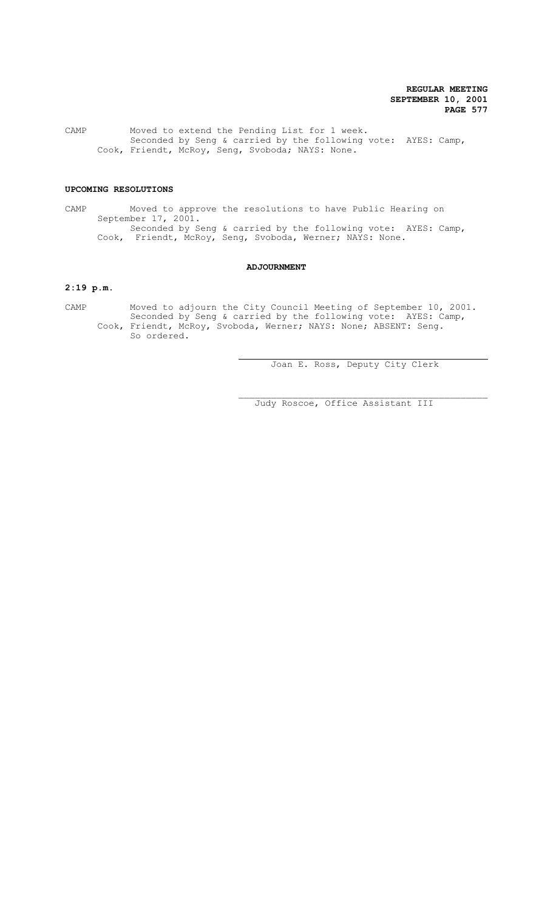CAMP Moved to extend the Pending List for 1 week.
Seconded by Seng & carried by the following vote: AYES: Camp, Cook, Friendt, McRoy, Seng, Svoboda; NAYS: None.

**UPCOMING RESOLUTIONS**

CAMP Moved to approve the resolutions to have Public Hearing on September 17, 2001.
Seconded by Seng & carried by the following vote: AYES: Camp, Cook, Friendt, McRoy, Seng, Svoboda, Werner; NAYS: None.

**ADJOURNMENT**

**2:19 p.m.**

CAMP Moved to adjourn the City Council Meeting of September 10, 2001.
Seconded by Seng & carried by the following vote: AYES: Camp, Cook, Friendt, McRoy, Svoboda, Werner; NAYS: None; ABSENT: Seng.
So ordered.

Joan E. Ross, Deputy City Clerk

Judy Roscoe, Office Assistant III